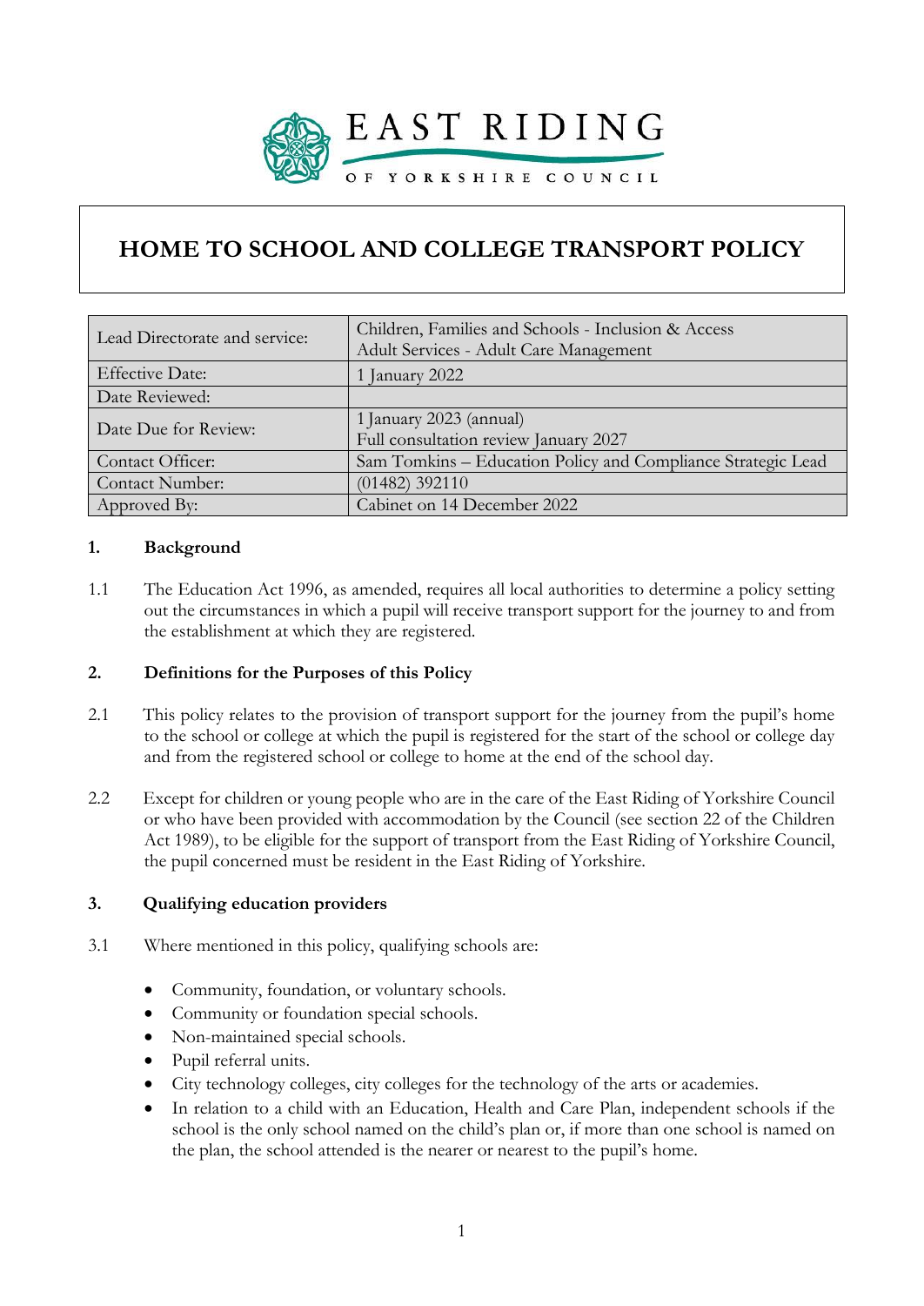EAST RIDING OF YORKSHIRE COUNCIL

# HOME TO SCHOOL AND COLLEGE TRANSPORT POLICY

| Lead Directorate and service: | Children, Families and Schools - Inclusion & Access<br>Adult Services - Adult Care Management |
|---|---|
| Effective Date: | 1 January 2022 |
| Date Reviewed: | |
| Date Due for Review: | 1 January 2023 (annual)<br>Full consultation review January 2027 |
| Contact Officer: | Sam Tomkins – Education Policy and Compliance Strategic Lead |
| Contact Number: | (01482) 392110 |
| Approved By: | Cabinet on 14 December 2022 |

## 1. Background

1.1 The Education Act 1996, as amended, requires all local authorities to determine a policy setting out the circumstances in which a pupil will receive transport support for the journey to and from the establishment at which they are registered.

## 2. Definitions for the Purposes of this Policy

2.1 This policy relates to the provision of transport support for the journey from the pupil's home to the school or college at which the pupil is registered for the start of the school or college day and from the registered school or college to home at the end of the school day.

2.2 Except for children or young people who are in the care of the East Riding of Yorkshire Council or who have been provided with accommodation by the Council (see section 22 of the Children Act 1989), to be eligible for the support of transport from the East Riding of Yorkshire Council, the pupil concerned must be resident in the East Riding of Yorkshire.

## 3. Qualifying education providers

3.1 Where mentioned in this policy, qualifying schools are:

- Community, foundation, or voluntary schools.
- Community or foundation special schools.
- Non-maintained special schools.
- Pupil referral units.
- City technology colleges, city colleges for the technology of the arts or academies.
- In relation to a child with an Education, Health and Care Plan, independent schools if the school is the only school named on the child's plan or, if more than one school is named on the plan, the school attended is the nearer or nearest to the pupil's home.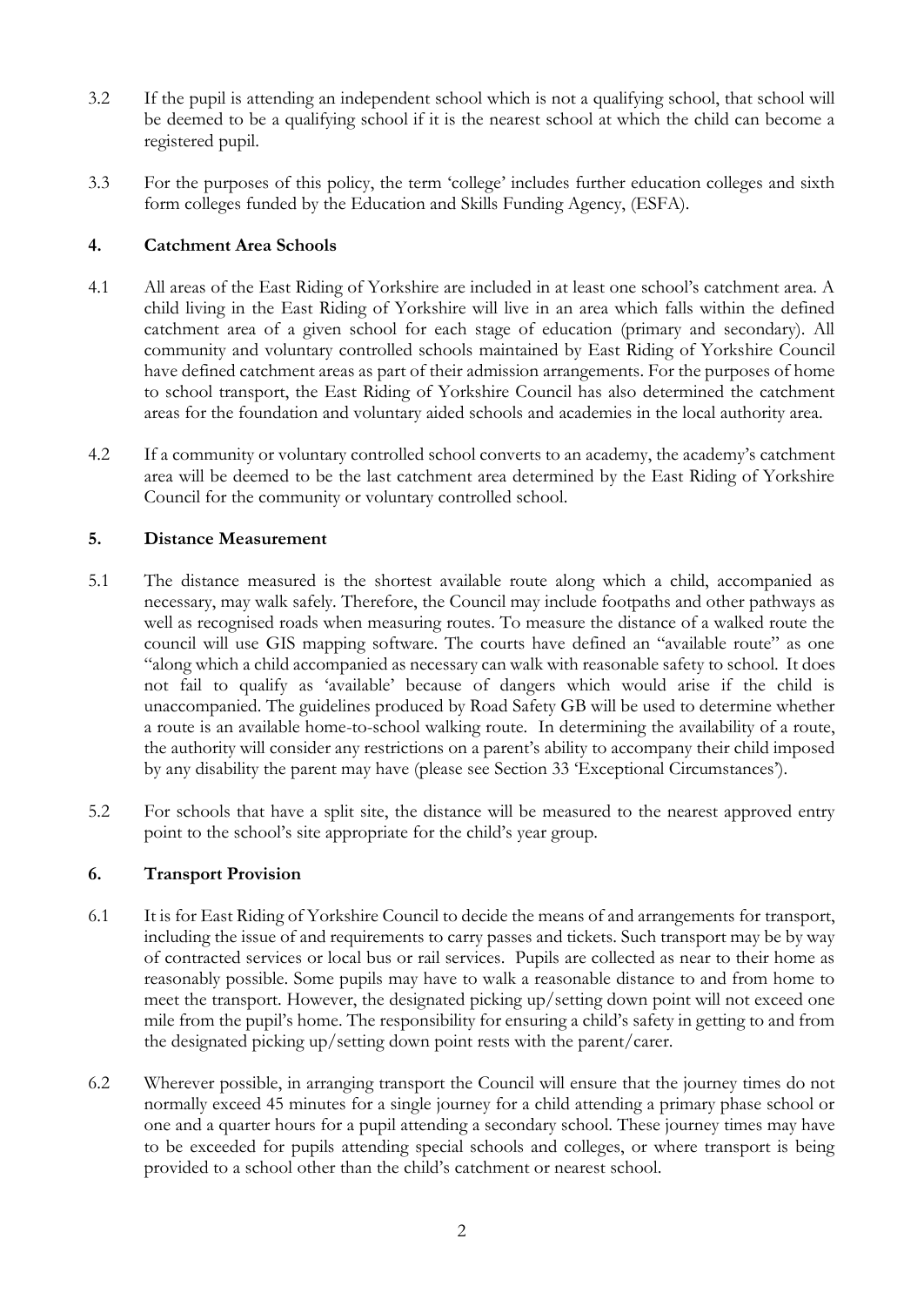3.2 If the pupil is attending an independent school which is not a qualifying school, that school will be deemed to be a qualifying school if it is the nearest school at which the child can become a registered pupil.

3.3 For the purposes of this policy, the term 'college' includes further education colleges and sixth form colleges funded by the Education and Skills Funding Agency, (ESFA).

## 4. Catchment Area Schools

4.1 All areas of the East Riding of Yorkshire are included in at least one school's catchment area. A child living in the East Riding of Yorkshire will live in an area which falls within the defined catchment area of a given school for each stage of education (primary and secondary). All community and voluntary controlled schools maintained by East Riding of Yorkshire Council have defined catchment areas as part of their admission arrangements. For the purposes of home to school transport, the East Riding of Yorkshire Council has also determined the catchment areas for the foundation and voluntary aided schools and academies in the local authority area.

4.2 If a community or voluntary controlled school converts to an academy, the academy's catchment area will be deemed to be the last catchment area determined by the East Riding of Yorkshire Council for the community or voluntary controlled school.

## 5. Distance Measurement

5.1 The distance measured is the shortest available route along which a child, accompanied as necessary, may walk safely. Therefore, the Council may include footpaths and other pathways as well as recognised roads when measuring routes. To measure the distance of a walked route the council will use GIS mapping software. The courts have defined an "available route" as one "along which a child accompanied as necessary can walk with reasonable safety to school. It does not fail to qualify as 'available' because of dangers which would arise if the child is unaccompanied. The guidelines produced by Road Safety GB will be used to determine whether a route is an available home-to-school walking route. In determining the availability of a route, the authority will consider any restrictions on a parent's ability to accompany their child imposed by any disability the parent may have (please see Section 33 'Exceptional Circumstances').

5.2 For schools that have a split site, the distance will be measured to the nearest approved entry point to the school's site appropriate for the child's year group.

## 6. Transport Provision

6.1 It is for East Riding of Yorkshire Council to decide the means of and arrangements for transport, including the issue of and requirements to carry passes and tickets. Such transport may be by way of contracted services or local bus or rail services. Pupils are collected as near to their home as reasonably possible. Some pupils may have to walk a reasonable distance to and from home to meet the transport. However, the designated picking up/setting down point will not exceed one mile from the pupil's home. The responsibility for ensuring a child's safety in getting to and from the designated picking up/setting down point rests with the parent/carer.

6.2 Wherever possible, in arranging transport the Council will ensure that the journey times do not normally exceed 45 minutes for a single journey for a child attending a primary phase school or one and a quarter hours for a pupil attending a secondary school. These journey times may have to be exceeded for pupils attending special schools and colleges, or where transport is being provided to a school other than the child's catchment or nearest school.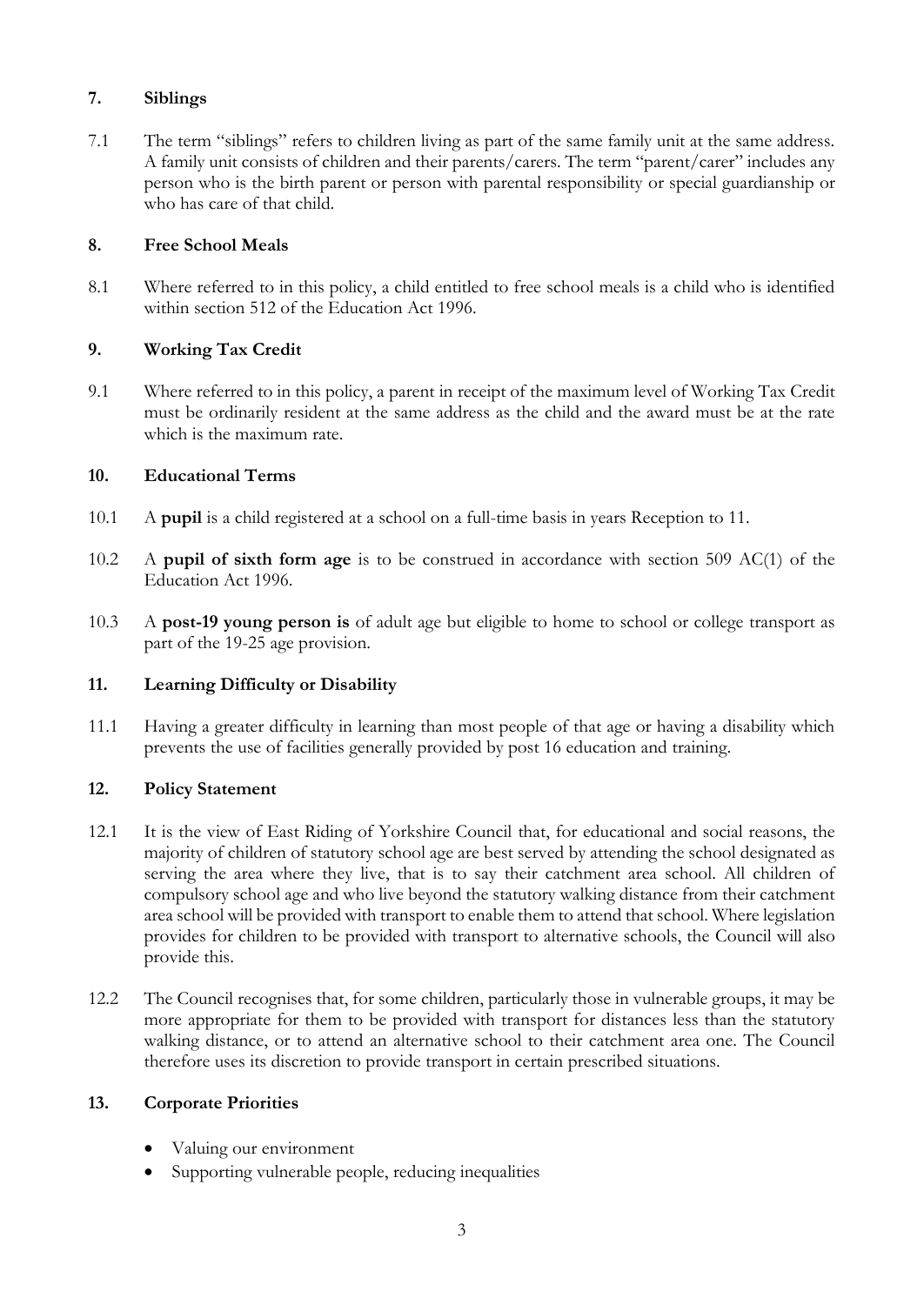## 7. Siblings

7.1 The term "siblings" refers to children living as part of the same family unit at the same address. A family unit consists of children and their parents/carers. The term "parent/carer" includes any person who is the birth parent or person with parental responsibility or special guardianship or who has care of that child.

## 8. Free School Meals

8.1 Where referred to in this policy, a child entitled to free school meals is a child who is identified within section 512 of the Education Act 1996.

## 9. Working Tax Credit

9.1 Where referred to in this policy, a parent in receipt of the maximum level of Working Tax Credit must be ordinarily resident at the same address as the child and the award must be at the rate which is the maximum rate.

## 10. Educational Terms

10.1 A **pupil** is a child registered at a school on a full-time basis in years Reception to 11.

10.2 A **pupil of sixth form age** is to be construed in accordance with section 509 AC(1) of the Education Act 1996.

10.3 A **post-19 young person is** of adult age but eligible to home to school or college transport as part of the 19-25 age provision.

## 11. Learning Difficulty or Disability

11.1 Having a greater difficulty in learning than most people of that age or having a disability which prevents the use of facilities generally provided by post 16 education and training.

## 12. Policy Statement

12.1 It is the view of East Riding of Yorkshire Council that, for educational and social reasons, the majority of children of statutory school age are best served by attending the school designated as serving the area where they live, that is to say their catchment area school. All children of compulsory school age and who live beyond the statutory walking distance from their catchment area school will be provided with transport to enable them to attend that school. Where legislation provides for children to be provided with transport to alternative schools, the Council will also provide this.

12.2 The Council recognises that, for some children, particularly those in vulnerable groups, it may be more appropriate for them to be provided with transport for distances less than the statutory walking distance, or to attend an alternative school to their catchment area one. The Council therefore uses its discretion to provide transport in certain prescribed situations.

## 13. Corporate Priorities

- Valuing our environment
- Supporting vulnerable people, reducing inequalities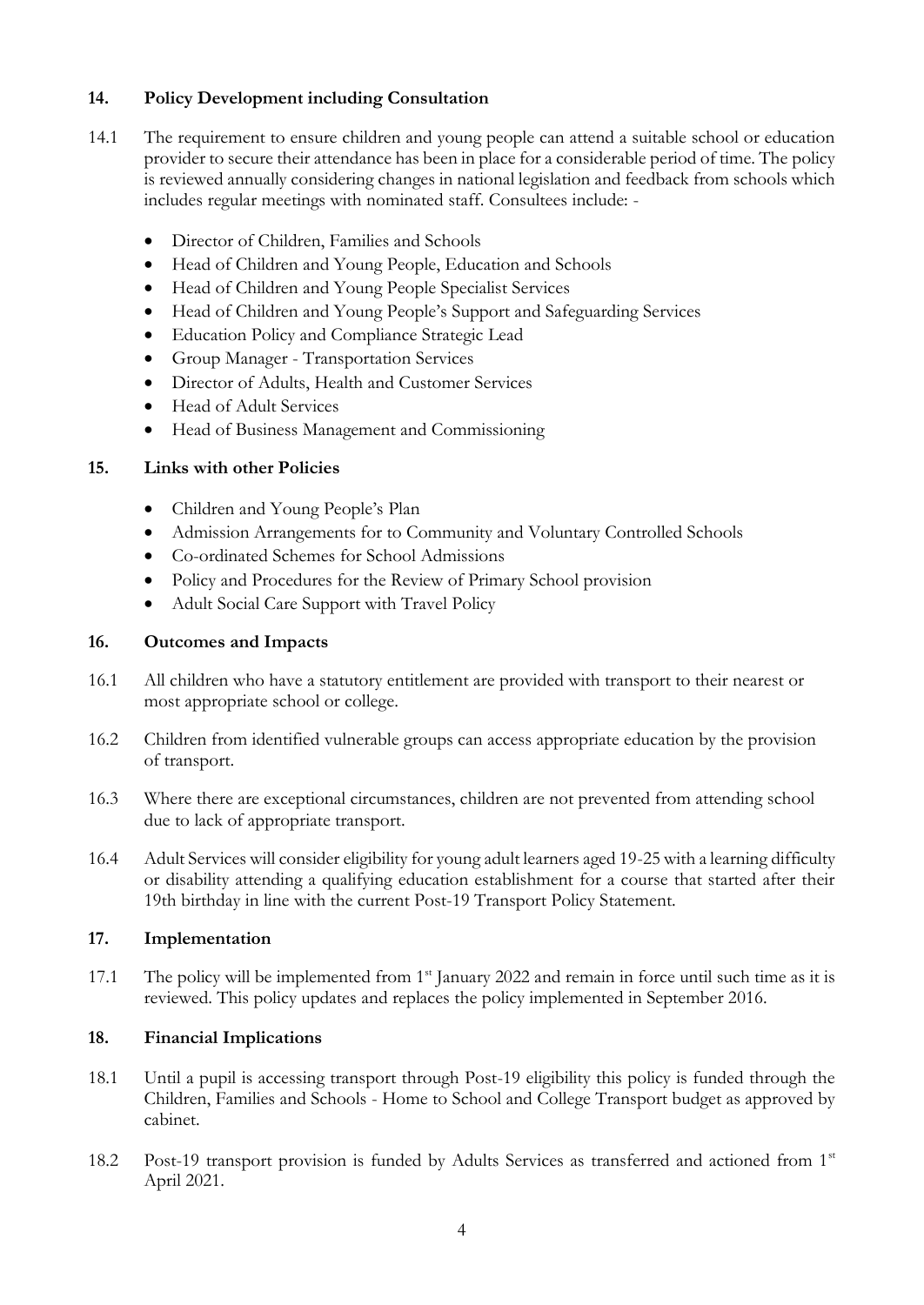## 14. Policy Development including Consultation

14.1 The requirement to ensure children and young people can attend a suitable school or education provider to secure their attendance has been in place for a considerable period of time. The policy is reviewed annually considering changes in national legislation and feedback from schools which includes regular meetings with nominated staff. Consultees include: -

- Director of Children, Families and Schools
- Head of Children and Young People, Education and Schools
- Head of Children and Young People Specialist Services
- Head of Children and Young People's Support and Safeguarding Services
- Education Policy and Compliance Strategic Lead
- Group Manager - Transportation Services
- Director of Adults, Health and Customer Services
- Head of Adult Services
- Head of Business Management and Commissioning

## 15. Links with other Policies

- Children and Young People's Plan
- Admission Arrangements for to Community and Voluntary Controlled Schools
- Co-ordinated Schemes for School Admissions
- Policy and Procedures for the Review of Primary School provision
- Adult Social Care Support with Travel Policy

## 16. Outcomes and Impacts

16.1 All children who have a statutory entitlement are provided with transport to their nearest or most appropriate school or college.

16.2 Children from identified vulnerable groups can access appropriate education by the provision of transport.

16.3 Where there are exceptional circumstances, children are not prevented from attending school due to lack of appropriate transport.

16.4 Adult Services will consider eligibility for young adult learners aged 19-25 with a learning difficulty or disability attending a qualifying education establishment for a course that started after their 19th birthday in line with the current Post-19 Transport Policy Statement.

## 17. Implementation

17.1 The policy will be implemented from 1st January 2022 and remain in force until such time as it is reviewed. This policy updates and replaces the policy implemented in September 2016.

## 18. Financial Implications

18.1 Until a pupil is accessing transport through Post-19 eligibility this policy is funded through the Children, Families and Schools - Home to School and College Transport budget as approved by cabinet.

18.2 Post-19 transport provision is funded by Adults Services as transferred and actioned from 1st April 2021.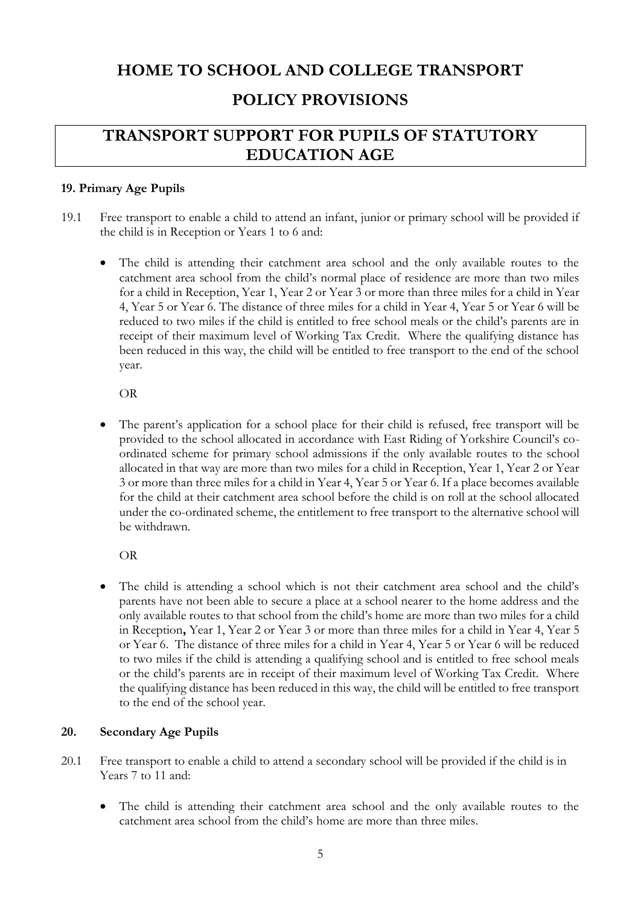# HOME TO SCHOOL AND COLLEGE TRANSPORT

# POLICY PROVISIONS

## TRANSPORT SUPPORT FOR PUPILS OF STATUTORY EDUCATION AGE

### 19. Primary Age Pupils

19.1 Free transport to enable a child to attend an infant, junior or primary school will be provided if the child is in Reception or Years 1 to 6 and:

- The child is attending their catchment area school and the only available routes to the catchment area school from the child's normal place of residence are more than two miles for a child in Reception, Year 1, Year 2 or Year 3 or more than three miles for a child in Year 4, Year 5 or Year 6. The distance of three miles for a child in Year 4, Year 5 or Year 6 will be reduced to two miles if the child is entitled to free school meals or the child's parents are in receipt of their maximum level of Working Tax Credit. Where the qualifying distance has been reduced in this way, the child will be entitled to free transport to the end of the school year.

  OR

- The parent's application for a school place for their child is refused, free transport will be provided to the school allocated in accordance with East Riding of Yorkshire Council's co-ordinated scheme for primary school admissions if the only available routes to the school allocated in that way are more than two miles for a child in Reception, Year 1, Year 2 or Year 3 or more than three miles for a child in Year 4, Year 5 or Year 6. If a place becomes available for the child at their catchment area school before the child is on roll at the school allocated under the co-ordinated scheme, the entitlement to free transport to the alternative school will be withdrawn.

  OR

- The child is attending a school which is not their catchment area school and the child's parents have not been able to secure a place at a school nearer to the home address and the only available routes to that school from the child's home are more than two miles for a child in Reception**,** Year 1, Year 2 or Year 3 or more than three miles for a child in Year 4, Year 5 or Year 6. The distance of three miles for a child in Year 4, Year 5 or Year 6 will be reduced to two miles if the child is attending a qualifying school and is entitled to free school meals or the child's parents are in receipt of their maximum level of Working Tax Credit. Where the qualifying distance has been reduced in this way, the child will be entitled to free transport to the end of the school year.

### 20. Secondary Age Pupils

20.1 Free transport to enable a child to attend a secondary school will be provided if the child is in Years 7 to 11 and:

- The child is attending their catchment area school and the only available routes to the catchment area school from the child's home are more than three miles.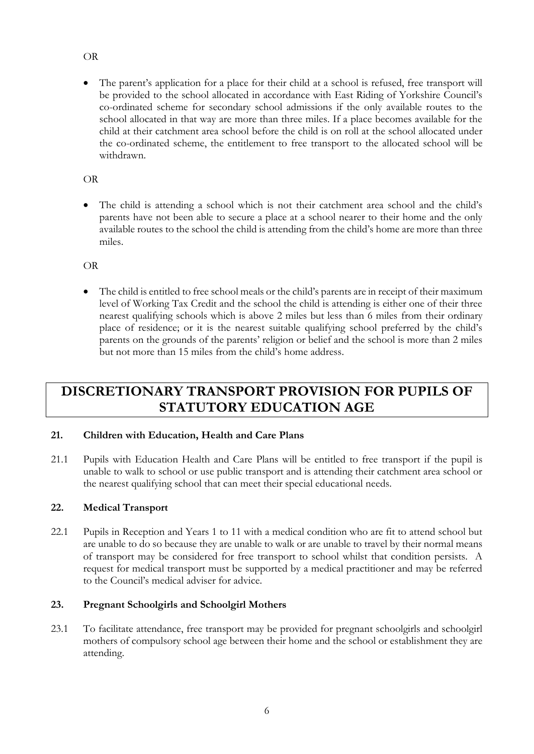OR

- The parent's application for a place for their child at a school is refused, free transport will be provided to the school allocated in accordance with East Riding of Yorkshire Council's co-ordinated scheme for secondary school admissions if the only available routes to the school allocated in that way are more than three miles. If a place becomes available for the child at their catchment area school before the child is on roll at the school allocated under the co-ordinated scheme, the entitlement to free transport to the allocated school will be withdrawn.

OR

- The child is attending a school which is not their catchment area school and the child's parents have not been able to secure a place at a school nearer to their home and the only available routes to the school the child is attending from the child's home are more than three miles.

OR

- The child is entitled to free school meals or the child's parents are in receipt of their maximum level of Working Tax Credit and the school the child is attending is either one of their three nearest qualifying schools which is above 2 miles but less than 6 miles from their ordinary place of residence; or it is the nearest suitable qualifying school preferred by the child's parents on the grounds of the parents' religion or belief and the school is more than 2 miles but not more than 15 miles from the child's home address.

## DISCRETIONARY TRANSPORT PROVISION FOR PUPILS OF STATUTORY EDUCATION AGE

### 21. Children with Education, Health and Care Plans

21.1 Pupils with Education Health and Care Plans will be entitled to free transport if the pupil is unable to walk to school or use public transport and is attending their catchment area school or the nearest qualifying school that can meet their special educational needs.

### 22. Medical Transport

22.1 Pupils in Reception and Years 1 to 11 with a medical condition who are fit to attend school but are unable to do so because they are unable to walk or are unable to travel by their normal means of transport may be considered for free transport to school whilst that condition persists. A request for medical transport must be supported by a medical practitioner and may be referred to the Council's medical adviser for advice.

### 23. Pregnant Schoolgirls and Schoolgirl Mothers

23.1 To facilitate attendance, free transport may be provided for pregnant schoolgirls and schoolgirl mothers of compulsory school age between their home and the school or establishment they are attending.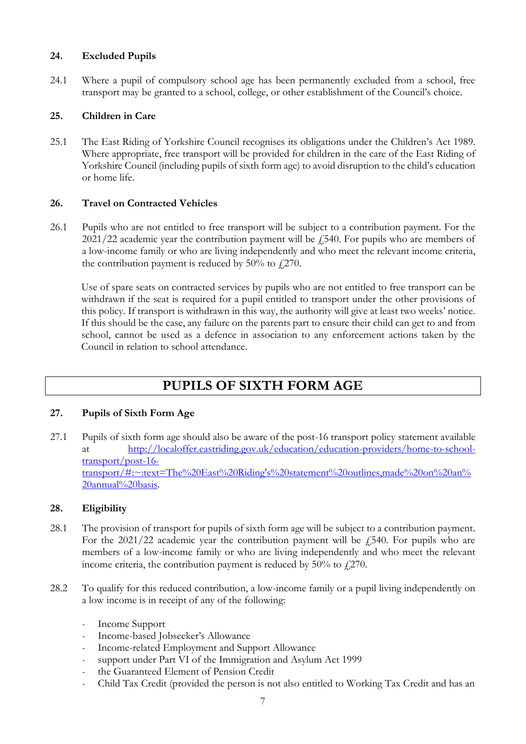## 24. Excluded Pupils

24.1 Where a pupil of compulsory school age has been permanently excluded from a school, free transport may be granted to a school, college, or other establishment of the Council's choice.

## 25. Children in Care

25.1 The East Riding of Yorkshire Council recognises its obligations under the Children's Act 1989. Where appropriate, free transport will be provided for children in the care of the East Riding of Yorkshire Council (including pupils of sixth form age) to avoid disruption to the child's education or home life.

## 26. Travel on Contracted Vehicles

26.1 Pupils who are not entitled to free transport will be subject to a contribution payment. For the 2021/22 academic year the contribution payment will be £540. For pupils who are members of a low-income family or who are living independently and who meet the relevant income criteria, the contribution payment is reduced by 50% to £270.

Use of spare seats on contracted services by pupils who are not entitled to free transport can be withdrawn if the seat is required for a pupil entitled to transport under the other provisions of this policy. If transport is withdrawn in this way, the authority will give at least two weeks' notice. If this should be the case, any failure on the parents part to ensure their child can get to and from school, cannot be used as a defence in association to any enforcement actions taken by the Council in relation to school attendance.

# PUPILS OF SIXTH FORM AGE

## 27. Pupils of Sixth Form Age

27.1 Pupils of sixth form age should also be aware of the post-16 transport policy statement available at http://localoffer.eastriding.gov.uk/education/education-providers/home-to-school-transport/post-16-transport/#:~:text=The%20East%20Riding's%20statement%20outlines,made%20on%20an%20annual%20basis.

## 28. Eligibility

28.1 The provision of transport for pupils of sixth form age will be subject to a contribution payment. For the 2021/22 academic year the contribution payment will be £540. For pupils who are members of a low-income family or who are living independently and who meet the relevant income criteria, the contribution payment is reduced by 50% to £270.

28.2 To qualify for this reduced contribution, a low-income family or a pupil living independently on a low income is in receipt of any of the following:

- Income Support
- Income-based Jobseeker's Allowance
- Income-related Employment and Support Allowance
- support under Part VI of the Immigration and Asylum Act 1999
- the Guaranteed Element of Pension Credit
- Child Tax Credit (provided the person is not also entitled to Working Tax Credit and has an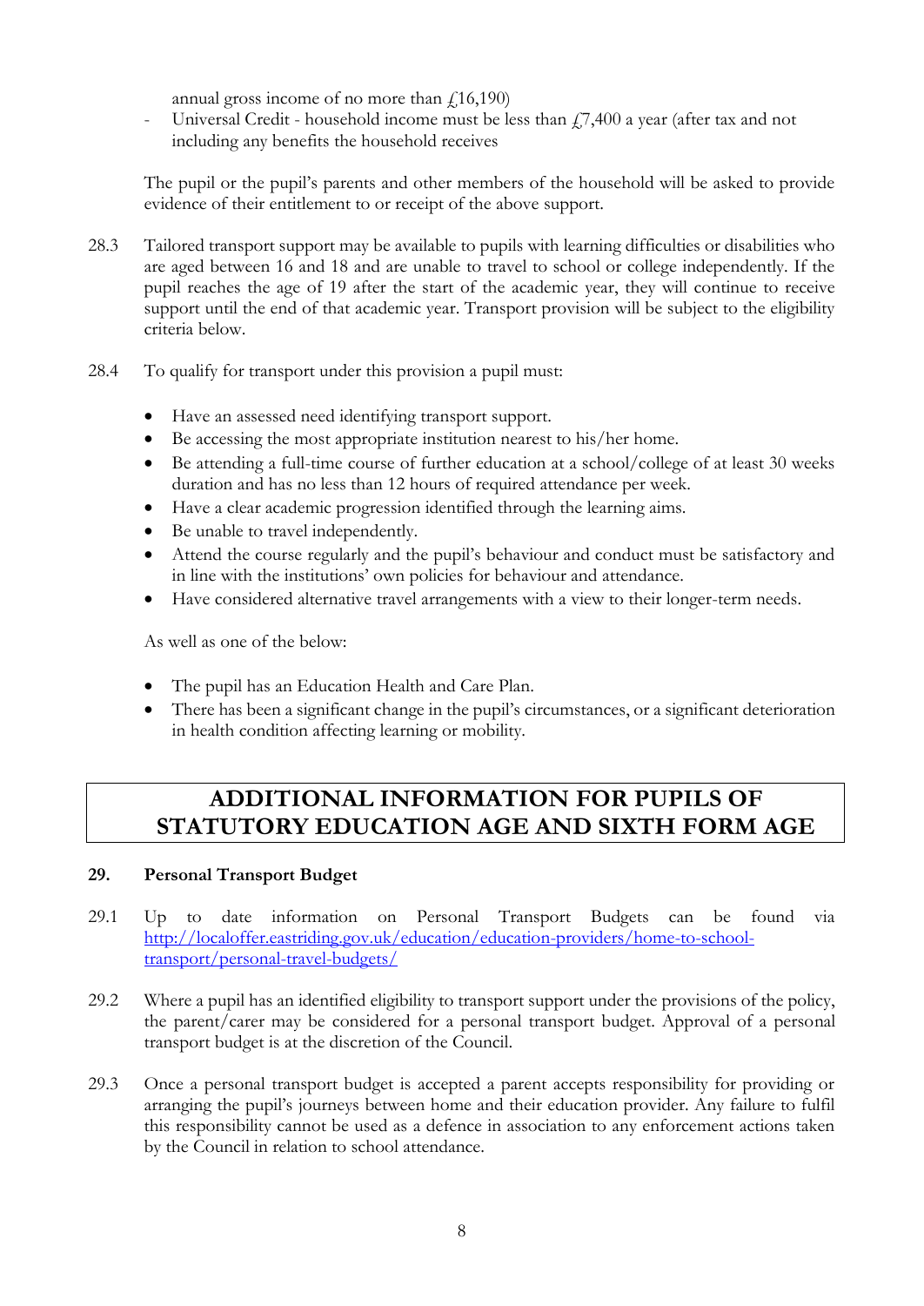annual gross income of no more than £16,190)

- Universal Credit - household income must be less than £7,400 a year (after tax and not including any benefits the household receives

The pupil or the pupil's parents and other members of the household will be asked to provide evidence of their entitlement to or receipt of the above support.

28.3 Tailored transport support may be available to pupils with learning difficulties or disabilities who are aged between 16 and 18 and are unable to travel to school or college independently. If the pupil reaches the age of 19 after the start of the academic year, they will continue to receive support until the end of that academic year. Transport provision will be subject to the eligibility criteria below.

28.4 To qualify for transport under this provision a pupil must:

- Have an assessed need identifying transport support.
- Be accessing the most appropriate institution nearest to his/her home.
- Be attending a full-time course of further education at a school/college of at least 30 weeks duration and has no less than 12 hours of required attendance per week.
- Have a clear academic progression identified through the learning aims.
- Be unable to travel independently.
- Attend the course regularly and the pupil's behaviour and conduct must be satisfactory and in line with the institutions' own policies for behaviour and attendance.
- Have considered alternative travel arrangements with a view to their longer-term needs.

As well as one of the below:

- The pupil has an Education Health and Care Plan.
- There has been a significant change in the pupil's circumstances, or a significant deterioration in health condition affecting learning or mobility.

# ADDITIONAL INFORMATION FOR PUPILS OF STATUTORY EDUCATION AGE AND SIXTH FORM AGE

## 29. Personal Transport Budget

29.1 Up to date information on Personal Transport Budgets can be found via [http://localoffer.eastriding.gov.uk/education/education-providers/home-to-school-transport/personal-travel-budgets/](http://localoffer.eastriding.gov.uk/education/education-providers/home-to-school-transport/personal-travel-budgets/)

29.2 Where a pupil has an identified eligibility to transport support under the provisions of the policy, the parent/carer may be considered for a personal transport budget. Approval of a personal transport budget is at the discretion of the Council.

29.3 Once a personal transport budget is accepted a parent accepts responsibility for providing or arranging the pupil's journeys between home and their education provider. Any failure to fulfil this responsibility cannot be used as a defence in association to any enforcement actions taken by the Council in relation to school attendance.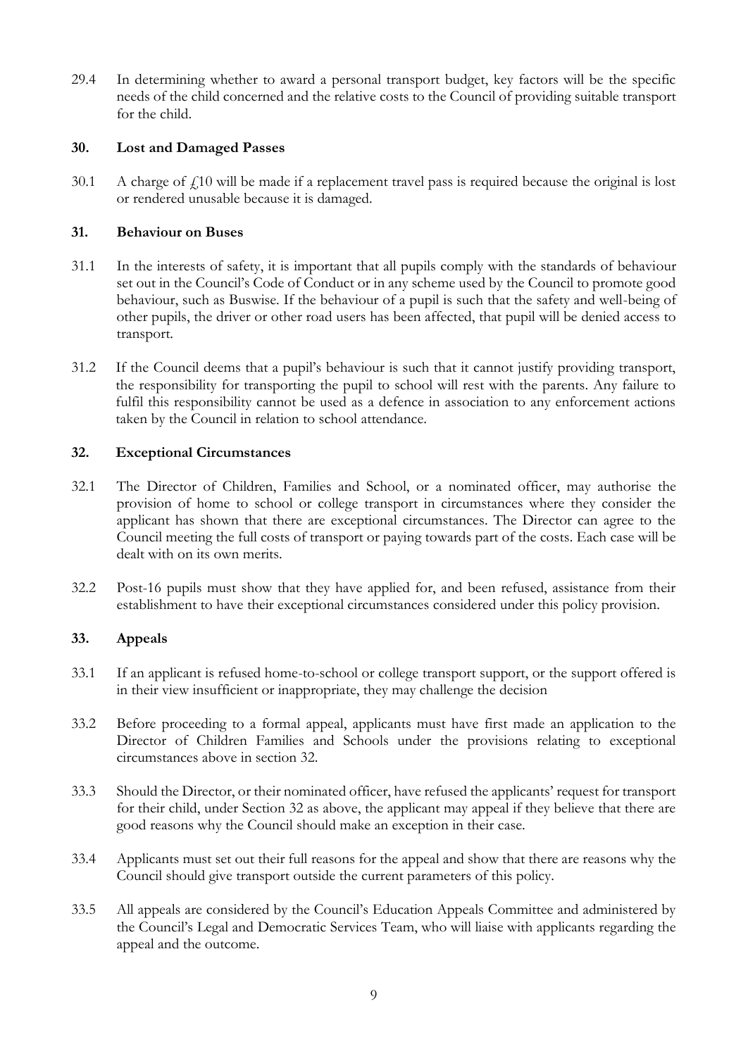29.4 In determining whether to award a personal transport budget, key factors will be the specific needs of the child concerned and the relative costs to the Council of providing suitable transport for the child.

## 30. Lost and Damaged Passes

30.1 A charge of £10 will be made if a replacement travel pass is required because the original is lost or rendered unusable because it is damaged.

## 31. Behaviour on Buses

31.1 In the interests of safety, it is important that all pupils comply with the standards of behaviour set out in the Council's Code of Conduct or in any scheme used by the Council to promote good behaviour, such as Buswise. If the behaviour of a pupil is such that the safety and well-being of other pupils, the driver or other road users has been affected, that pupil will be denied access to transport.

31.2 If the Council deems that a pupil's behaviour is such that it cannot justify providing transport, the responsibility for transporting the pupil to school will rest with the parents. Any failure to fulfil this responsibility cannot be used as a defence in association to any enforcement actions taken by the Council in relation to school attendance.

## 32. Exceptional Circumstances

32.1 The Director of Children, Families and School, or a nominated officer, may authorise the provision of home to school or college transport in circumstances where they consider the applicant has shown that there are exceptional circumstances. The Director can agree to the Council meeting the full costs of transport or paying towards part of the costs. Each case will be dealt with on its own merits.

32.2 Post-16 pupils must show that they have applied for, and been refused, assistance from their establishment to have their exceptional circumstances considered under this policy provision.

## 33. Appeals

33.1 If an applicant is refused home-to-school or college transport support, or the support offered is in their view insufficient or inappropriate, they may challenge the decision

33.2 Before proceeding to a formal appeal, applicants must have first made an application to the Director of Children Families and Schools under the provisions relating to exceptional circumstances above in section 32.

33.3 Should the Director, or their nominated officer, have refused the applicants' request for transport for their child, under Section 32 as above, the applicant may appeal if they believe that there are good reasons why the Council should make an exception in their case.

33.4 Applicants must set out their full reasons for the appeal and show that there are reasons why the Council should give transport outside the current parameters of this policy.

33.5 All appeals are considered by the Council's Education Appeals Committee and administered by the Council's Legal and Democratic Services Team, who will liaise with applicants regarding the appeal and the outcome.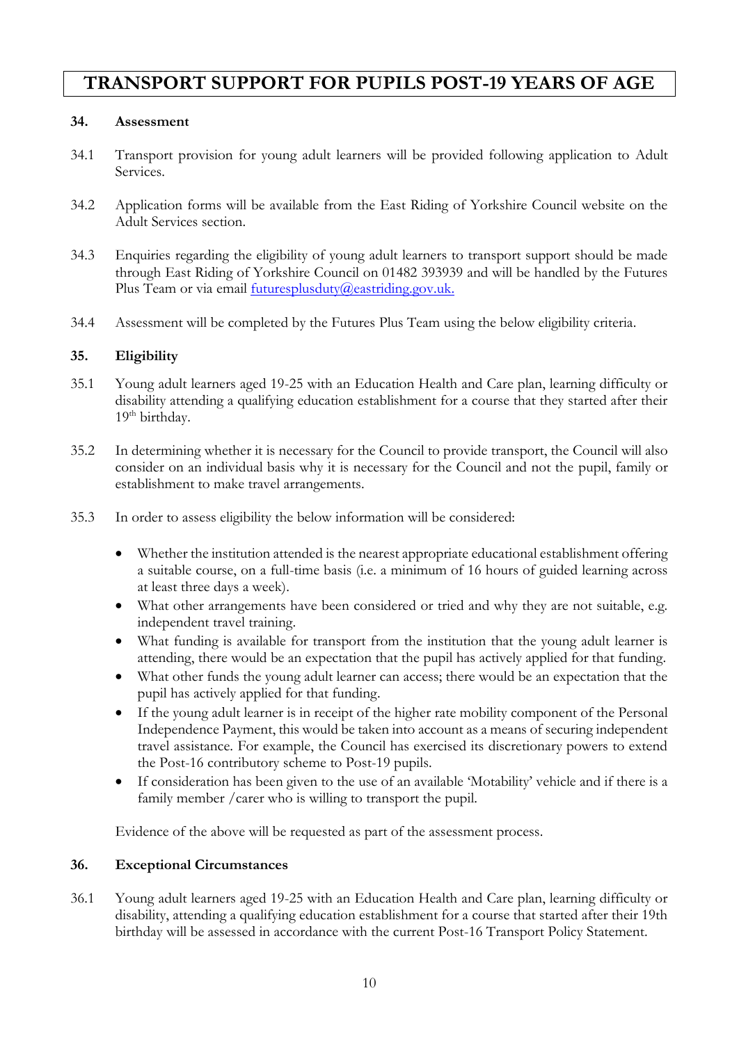# TRANSPORT SUPPORT FOR PUPILS POST-19 YEARS OF AGE

## 34. Assessment

34.1 Transport provision for young adult learners will be provided following application to Adult Services.

34.2 Application forms will be available from the East Riding of Yorkshire Council website on the Adult Services section.

34.3 Enquiries regarding the eligibility of young adult learners to transport support should be made through East Riding of Yorkshire Council on 01482 393939 and will be handled by the Futures Plus Team or via email futuresplusduty@eastriding.gov.uk.

34.4 Assessment will be completed by the Futures Plus Team using the below eligibility criteria.

## 35. Eligibility

35.1 Young adult learners aged 19-25 with an Education Health and Care plan, learning difficulty or disability attending a qualifying education establishment for a course that they started after their 19th birthday.

35.2 In determining whether it is necessary for the Council to provide transport, the Council will also consider on an individual basis why it is necessary for the Council and not the pupil, family or establishment to make travel arrangements.

35.3 In order to assess eligibility the below information will be considered:

- Whether the institution attended is the nearest appropriate educational establishment offering a suitable course, on a full-time basis (i.e. a minimum of 16 hours of guided learning across at least three days a week).
- What other arrangements have been considered or tried and why they are not suitable, e.g. independent travel training.
- What funding is available for transport from the institution that the young adult learner is attending, there would be an expectation that the pupil has actively applied for that funding.
- What other funds the young adult learner can access; there would be an expectation that the pupil has actively applied for that funding.
- If the young adult learner is in receipt of the higher rate mobility component of the Personal Independence Payment, this would be taken into account as a means of securing independent travel assistance. For example, the Council has exercised its discretionary powers to extend the Post-16 contributory scheme to Post-19 pupils.
- If consideration has been given to the use of an available 'Motability' vehicle and if there is a family member /carer who is willing to transport the pupil.

Evidence of the above will be requested as part of the assessment process.

## 36. Exceptional Circumstances

36.1 Young adult learners aged 19-25 with an Education Health and Care plan, learning difficulty or disability, attending a qualifying education establishment for a course that started after their 19th birthday will be assessed in accordance with the current Post-16 Transport Policy Statement.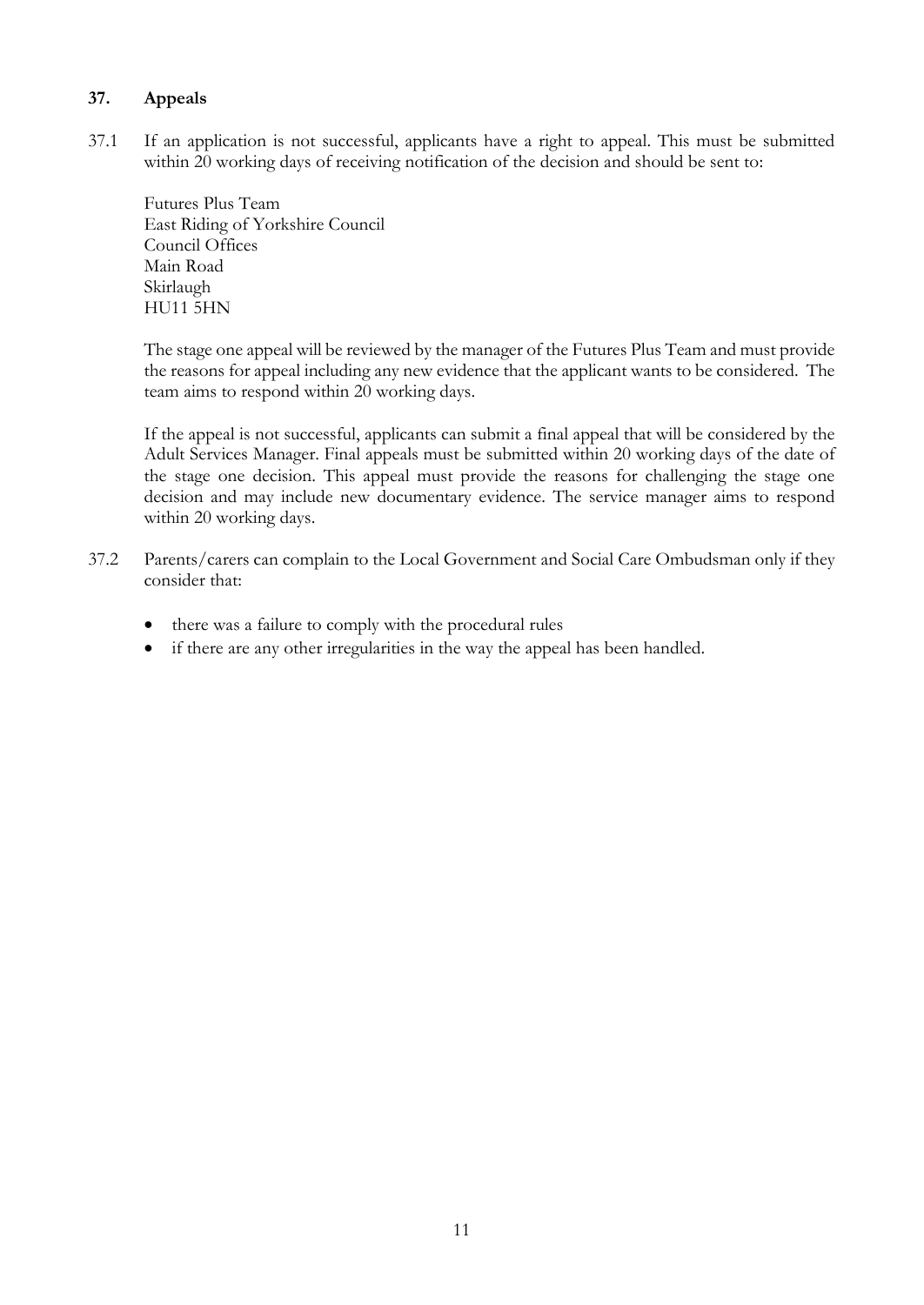## 37. Appeals

37.1 If an application is not successful, applicants have a right to appeal. This must be submitted within 20 working days of receiving notification of the decision and should be sent to:

Futures Plus Team  
East Riding of Yorkshire Council  
Council Offices  
Main Road  
Skirlaugh  
HU11 5HN

The stage one appeal will be reviewed by the manager of the Futures Plus Team and must provide the reasons for appeal including any new evidence that the applicant wants to be considered. The team aims to respond within 20 working days.

If the appeal is not successful, applicants can submit a final appeal that will be considered by the Adult Services Manager. Final appeals must be submitted within 20 working days of the date of the stage one decision. This appeal must provide the reasons for challenging the stage one decision and may include new documentary evidence. The service manager aims to respond within 20 working days.

37.2 Parents/carers can complain to the Local Government and Social Care Ombudsman only if they consider that:

- there was a failure to comply with the procedural rules
- if there are any other irregularities in the way the appeal has been handled.